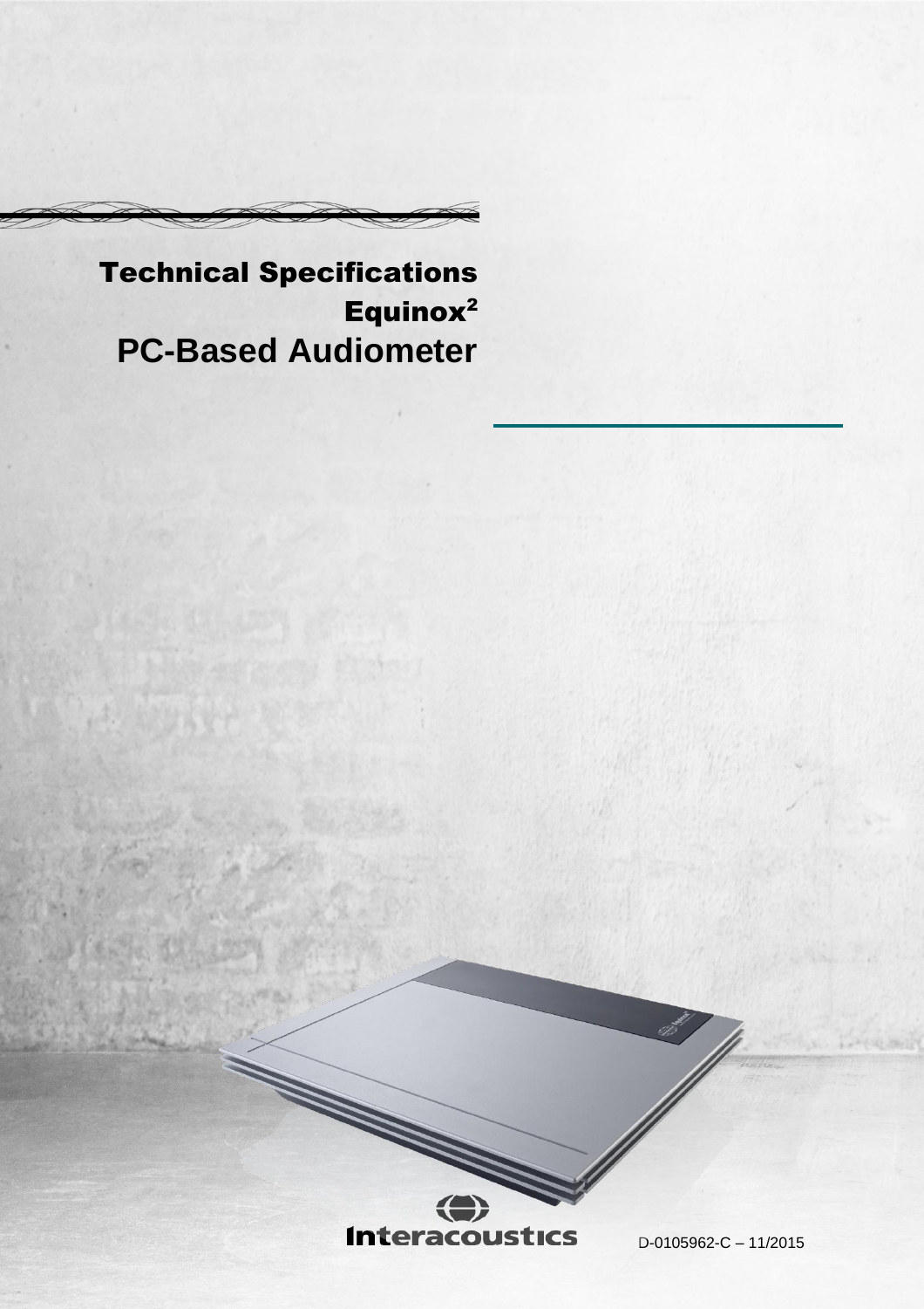# Technical Specifications

## Equinox$^2$

## PC-Based Audiometer

Interacoustics

D-0105962-C – 11/2015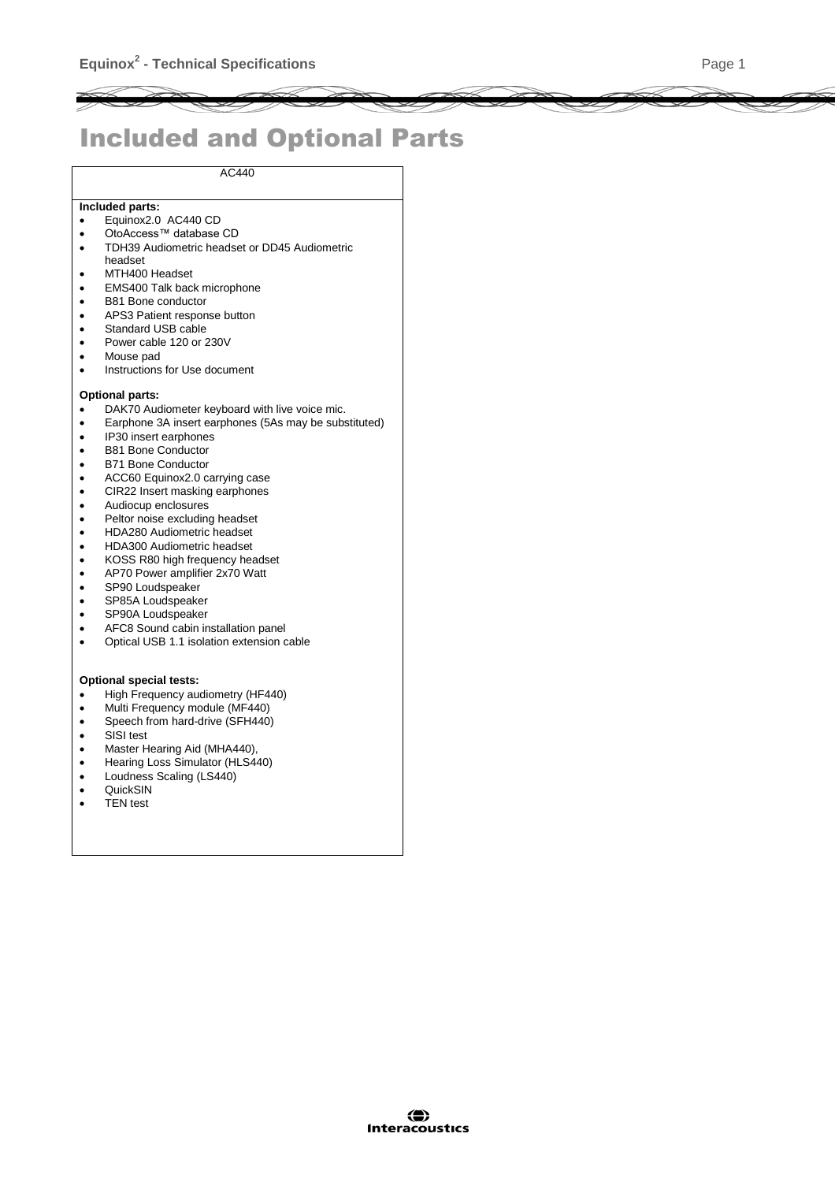# Included and Optional Parts

AC440

**Included parts:**

- Equinox2.0 AC440 CD
- OtoAccess™ database CD
- TDH39 Audiometric headset or DD45 Audiometric headset
- MTH400 Headset
- EMS400 Talk back microphone
- B81 Bone conductor
- APS3 Patient response button
- Standard USB cable
- Power cable 120 or 230V
- Mouse pad
- Instructions for Use document

**Optional parts:**

- DAK70 Audiometer keyboard with live voice mic.
- Earphone 3A insert earphones (5As may be substituted)
- IP30 insert earphones
- B81 Bone Conductor
- B71 Bone Conductor
- ACC60 Equinox2.0 carrying case
- CIR22 Insert masking earphones
- Audiocup enclosures
- Peltor noise excluding headset
- HDA280 Audiometric headset
- HDA300 Audiometric headset
- KOSS R80 high frequency headset
- AP70 Power amplifier 2x70 Watt
- SP90 Loudspeaker
- SP85A Loudspeaker
- SP90A Loudspeaker
- AFC8 Sound cabin installation panel
- Optical USB 1.1 isolation extension cable

**Optional special tests:**

- High Frequency audiometry (HF440)
- Multi Frequency module (MF440)
- Speech from hard-drive (SFH440)
- SISI test
- Master Hearing Aid (MHA440),
- Hearing Loss Simulator (HLS440)
- Loudness Scaling (LS440)
- QuickSIN
- TEN test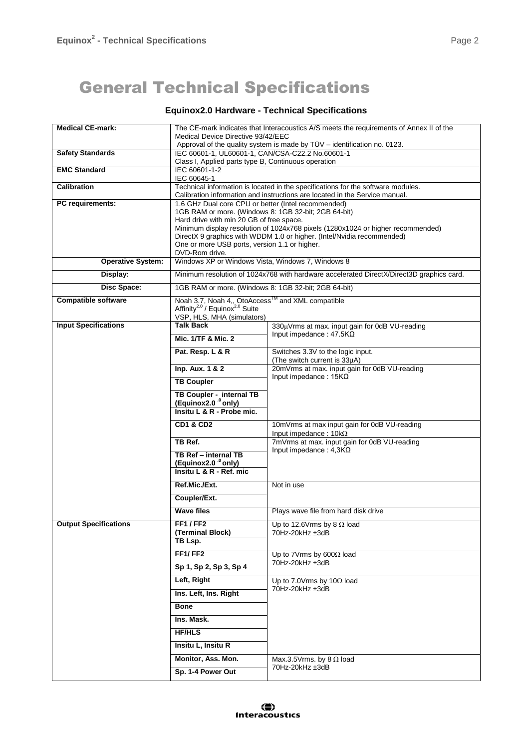# General Technical Specifications

### Equinox2.0 Hardware - Technical Specifications

| | | |
|---|---|---|
| **Medical CE-mark:** | The CE-mark indicates that Interacoustics A/S meets the requirements of Annex II of the Medical Device Directive 93/42/EEC<br>Approval of the quality system is made by TÜV – identification no. 0123. | |
| **Safety Standards** | IEC 60601-1, UL60601-1, CAN/CSA-C22.2 No.60601-1<br>Class I, Applied parts type B, Continuous operation | |
| **EMC Standard** | IEC 60601-1-2<br>IEC 60645-1 | |
| **Calibration** | Technical information is located in the specifications for the software modules.<br>Calibration information and instructions are located in the Service manual. | |
| **PC requirements:** | 1.6 GHz Dual core CPU or better (Intel recommended)<br>1GB RAM or more. (Windows 8: 1GB 32-bit; 2GB 64-bit)<br>Hard drive with min 20 GB of free space.<br>Minimum display resolution of 1024x768 pixels (1280x1024 or higher recommended)<br>DirectX 9 graphics with WDDM 1.0 or higher. (Intel/Nvidia recommended)<br>One or more USB ports, version 1.1 or higher.<br>DVD-Rom drive. | |
| **Operative System:** | Windows XP or Windows Vista, Windows 7, Windows 8 | |
| **Display:** | Minimum resolution of 1024x768 with hardware accelerated DirectX/Direct3D graphics card. | |
| **Disc Space:** | 1GB RAM or more. (Windows 8: 1GB 32-bit; 2GB 64-bit) | |
| **Compatible software** | Noah 3.7, Noah 4,, OtoAccess™ and XML compatible<br>Affinity[2.0] / Equinox[2.0] Suite<br>VSP, HLS, MHA (simulators) | |
| **Input Specifications** | **Talk Back**<br>**Mic. 1/TF & Mic. 2** | 330μVrms at max. input gain for 0dB VU-reading<br>Input impedance : 47.5KΩ |
| | **Pat. Resp. L & R** | Switches 3.3V to the logic input.<br>(The switch current is 33μA) |
| | **Inp. Aux. 1 & 2**<br>**TB Coupler**<br>**TB Coupler - internal TB (Equinox2.0 only)**<br>**Insitu L & R - Probe mic.** | 20mVrms at max. input gain for 0dB VU-reading<br>Input impedance : 15KΩ |
| | **CD1 & CD2** | 10mVrms at max input gain for 0dB VU-reading<br>Input impedance : 10kΩ |
| | **TB Ref.**<br>**TB Ref – internal TB (Equinox2.0 only)**<br>**Insitu L & R - Ref. mic** | 7mVrms at max. input gain for 0dB VU-reading<br>Input impedance : 4,3KΩ |
| | **Ref.Mic./Ext.**<br>**Coupler/Ext.** | Not in use |
| | **Wave files** | Plays wave file from hard disk drive |
| **Output Specifications** | **FF1 / FF2 (Terminal Block)**<br>**TB Lsp.** | Up to 12.6Vrms by 8 Ω load<br>70Hz-20kHz ±3dB |
| | **FF1/ FF2**<br>**Sp 1, Sp 2, Sp 3, Sp 4** | Up to 7Vrms by 600Ω load<br>70Hz-20kHz ±3dB |
| | **Left, Right**<br>**Ins. Left, Ins. Right**<br>**Bone**<br>**Ins. Mask.**<br>**HF/HLS**<br>**Insitu L, Insitu R** | Up to 7.0Vrms by 10Ω load<br>70Hz-20kHz ±3dB |
| | **Monitor, Ass. Mon.**<br>**Sp. 1-4 Power Out** | Max.3.5Vrms. by 8 Ω load<br>70Hz-20kHz ±3dB |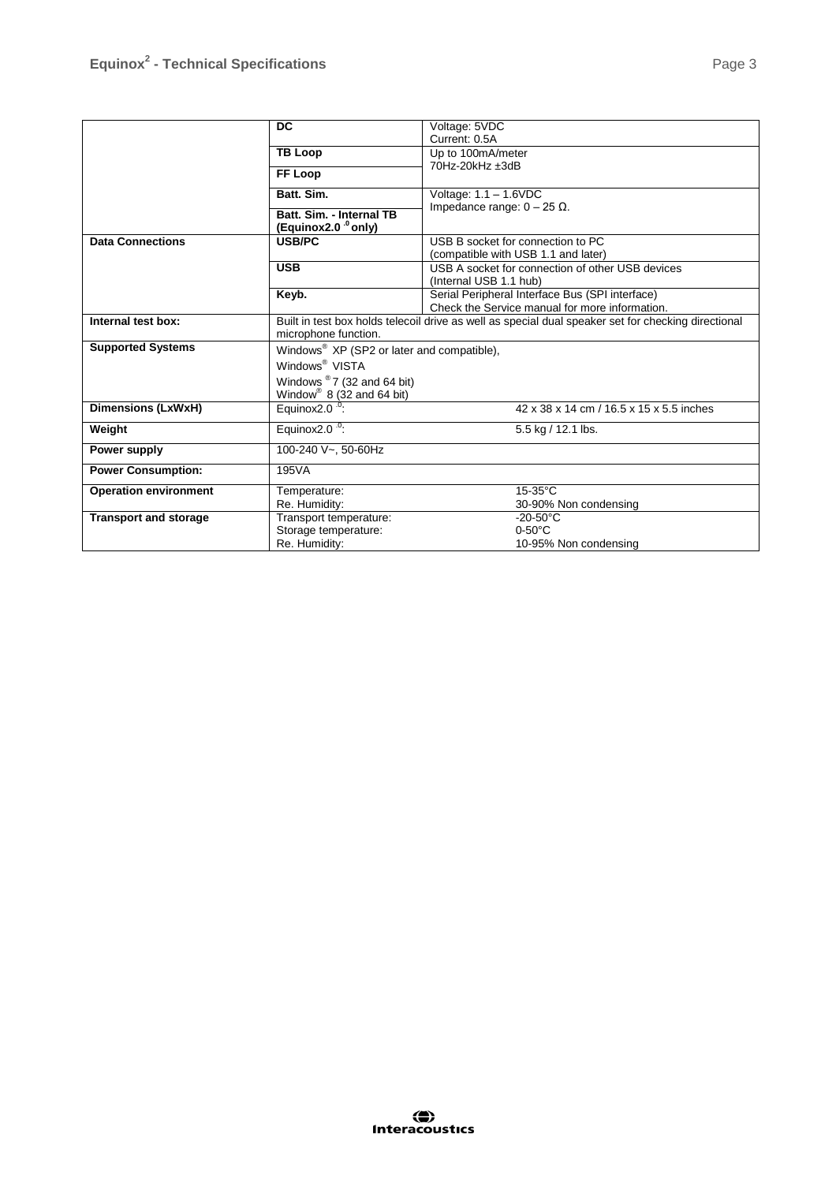| | | |
|---|---|---|
| | **DC** | Voltage: 5VDC<br>Current: 0.5A |
| | **TB Loop** | Up to 100mA/meter<br>70Hz-20kHz ±3dB |
| | **FF Loop** | |
| | **Batt. Sim.** | Voltage: 1.1 – 1.6VDC<br>Impedance range: 0 – 25 Ω. |
| | **Batt. Sim. - Internal TB (Equinox2.0 .0 only)** | |
| **Data Connections** | **USB/PC** | USB B socket for connection to PC<br>(compatible with USB 1.1 and later) |
| | **USB** | USB A socket for connection of other USB devices<br>(Internal USB 1.1 hub) |
| | **Keyb.** | Serial Peripheral Interface Bus (SPI interface)<br>Check the Service manual for more information. |
| **Internal test box:** | Built in test box holds telecoil drive as well as special dual speaker set for checking directional microphone function. | |
| **Supported Systems** | Windows® XP (SP2 or later and compatible),<br>Windows® VISTA<br>Windows ® 7 (32 and 64 bit)<br>Window® 8 (32 and 64 bit) | |
| **Dimensions (LxWxH)** | Equinox2.0 .0: | 42 x 38 x 14 cm / 16.5 x 15 x 5.5 inches |
| **Weight** | Equinox2.0 .0: | 5.5 kg / 12.1 lbs. |
| **Power supply** | 100-240 V~, 50-60Hz | |
| **Power Consumption:** | 195VA | |
| **Operation environment** | Temperature:<br>Re. Humidity: | 15-35°C<br>30-90% Non condensing |
| **Transport and storage** | Transport temperature:<br>Storage temperature:<br>Re. Humidity: | -20-50°C<br>0-50°C<br>10-95% Non condensing |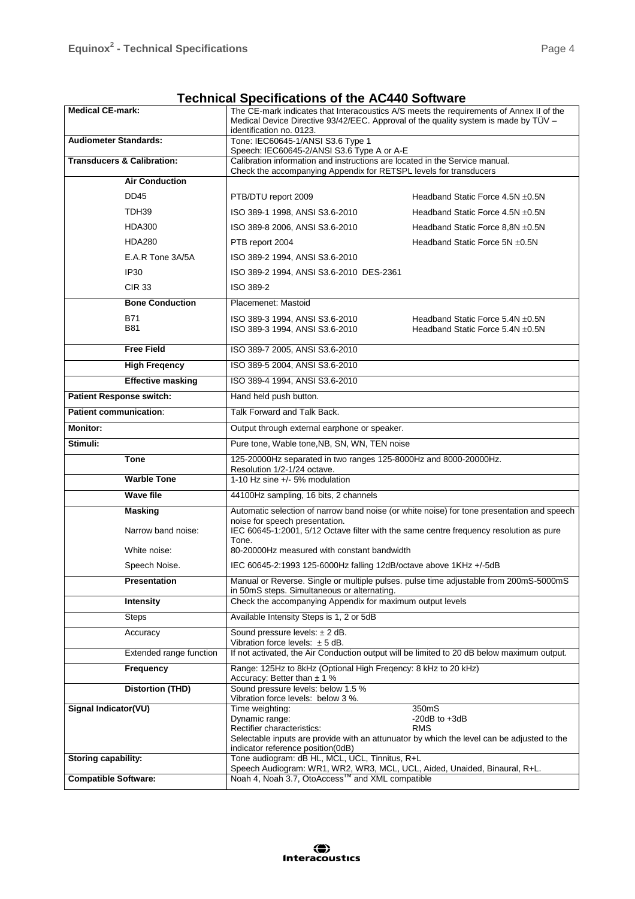# Technical Specifications of the AC440 Software

| | | |
|---|---|---|
| **Medical CE-mark:** | The CE-mark indicates that Interacoustics A/S meets the requirements of Annex II of the Medical Device Directive 93/42/EEC. Approval of the quality system is made by TÜV – identification no. 0123. | |
| **Audiometer Standards:** | Tone: IEC60645-1/ANSI S3.6 Type 1<br>Speech: IEC60645-2/ANSI S3.6 Type A or A-E | |
| **Transducers & Calibration:** | Calibration information and instructions are located in the Service manual.<br>Check the accompanying Appendix for RETSPL levels for transducers | |
| **Air Conduction** | | |
| DD45 | PTB/DTU report 2009 | Headband Static Force 4.5N ±0.5N |
| TDH39 | ISO 389-1 1998, ANSI S3.6-2010 | Headband Static Force 4.5N ±0.5N |
| HDA300 | ISO 389-8 2006, ANSI S3.6-2010 | Headband Static Force 8,8N ±0.5N |
| HDA280 | PTB report 2004 | Headband Static Force 5N ±0.5N |
| E.A.R Tone 3A/5A | ISO 389-2 1994, ANSI S3.6-2010 | |
| IP30 | ISO 389-2 1994, ANSI S3.6-2010 DES-2361 | |
| CIR 33 | ISO 389-2 | |
| **Bone Conduction** | Placemenet: Mastoid | |
| B71<br>B81 | ISO 389-3 1994, ANSI S3.6-2010<br>ISO 389-3 1994, ANSI S3.6-2010 | Headband Static Force 5.4N ±0.5N<br>Headband Static Force 5.4N ±0.5N |
| **Free Field** | ISO 389-7 2005, ANSI S3.6-2010 | |
| **High Freqency** | ISO 389-5 2004, ANSI S3.6-2010 | |
| **Effective masking** | ISO 389-4 1994, ANSI S3.6-2010 | |
| **Patient Response switch:** | Hand held push button. | |
| **Patient communication:** | Talk Forward and Talk Back. | |
| **Monitor:** | Output through external earphone or speaker. | |
| **Stimuli:** | Pure tone, Wable tone,NB, SN, WN, TEN noise | |
| **Tone** | 125-20000Hz separated in two ranges 125-8000Hz and 8000-20000Hz.<br>Resolution 1/2-1/24 octave. | |
| **Warble Tone** | 1-10 Hz sine +/- 5% modulation | |
| **Wave file** | 44100Hz sampling, 16 bits, 2 channels | |
| **Masking** | Automatic selection of narrow band noise (or white noise) for tone presentation and speech noise for speech presentation. | |
| Narrow band noise: | IEC 60645-1:2001, 5/12 Octave filter with the same centre frequency resolution as pure Tone. | |
| White noise: | 80-20000Hz measured with constant bandwidth | |
| Speech Noise. | IEC 60645-2:1993 125-6000Hz falling 12dB/octave above 1KHz +/-5dB | |
| **Presentation** | Manual or Reverse. Single or multiple pulses. pulse time adjustable from 200mS-5000mS in 50mS steps. Simultaneous or alternating. | |
| **Intensity** | Check the accompanying Appendix for maximum output levels | |
| Steps | Available Intensity Steps is 1, 2 or 5dB | |
| Accuracy | Sound pressure levels: ± 2 dB.<br>Vibration force levels: ± 5 dB. | |
| Extended range function | If not activated, the Air Conduction output will be limited to 20 dB below maximum output. | |
| **Frequency** | Range: 125Hz to 8kHz (Optional High Freqency: 8 kHz to 20 kHz)<br>Accuracy: Better than ± 1 % | |
| **Distortion (THD)** | Sound pressure levels: below 1.5 %<br>Vibration force levels: below 3 %. | |
| **Signal Indicator(VU)** | Time weighting:<br>Dynamic range:<br>Rectifier characteristics:<br>Selectable inputs are provide with an attunuator by which the level can be adjusted to the indicator reference position(0dB) | 350mS<br>-20dB to +3dB<br>RMS |
| **Storing capability:** | Tone audiogram: dB HL, MCL, UCL, Tinnitus, R+L<br>Speech Audiogram: WR1, WR2, WR3, MCL, UCL, Aided, Unaided, Binaural, R+L. | |
| **Compatible Software:** | Noah 4, Noah 3.7, OtoAccess™ and XML compatible | |